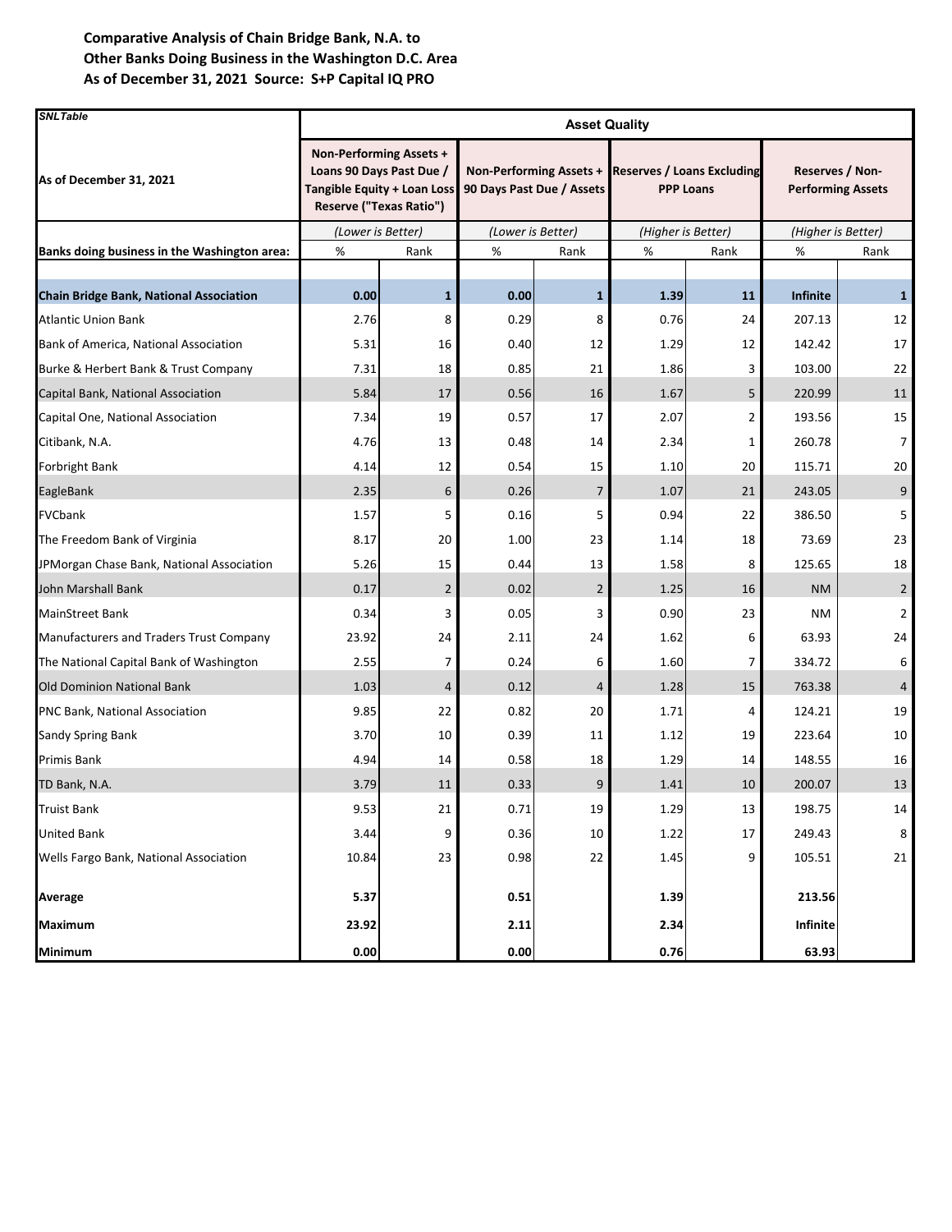**Comparative Analysis of Chain Bridge Bank, N.A. to**
**Other Banks Doing Business in the Washington D.C. Area**
**As of December 31, 2021 Source: S+P Capital IQ PRO**

| *SNLTable* | Asset Quality | | | | | | | |
|---|---|---|---|---|---|---|---|---|
| **As of December 31, 2021** | **Non-Performing Assets + Loans 90 Days Past Due / Tangible Equity + Loan Loss Reserve ("Texas Ratio")** | | **Non-Performing Assets + 90 Days Past Due / Assets** | | **Reserves / Loans Excluding PPP Loans** | | **Reserves / Non-Performing Assets** | |
| | *(Lower is Better)* | | *(Lower is Better)* | | *(Higher is Better)* | | *(Higher is Better)* | |
| **Banks doing business in the Washington area:** | % | Rank | % | Rank | % | Rank | % | Rank |
| **Chain Bridge Bank, National Association** | **0.00** | **1** | **0.00** | **1** | **1.39** | **11** | **Infinite** | **1** |
| Atlantic Union Bank | 2.76 | 8 | 0.29 | 8 | 0.76 | 24 | 207.13 | 12 |
| Bank of America, National Association | 5.31 | 16 | 0.40 | 12 | 1.29 | 12 | 142.42 | 17 |
| Burke & Herbert Bank & Trust Company | 7.31 | 18 | 0.85 | 21 | 1.86 | 3 | 103.00 | 22 |
| Capital Bank, National Association | 5.84 | 17 | 0.56 | 16 | 1.67 | 5 | 220.99 | 11 |
| Capital One, National Association | 7.34 | 19 | 0.57 | 17 | 2.07 | 2 | 193.56 | 15 |
| Citibank, N.A. | 4.76 | 13 | 0.48 | 14 | 2.34 | 1 | 260.78 | 7 |
| Forbright Bank | 4.14 | 12 | 0.54 | 15 | 1.10 | 20 | 115.71 | 20 |
| EagleBank | 2.35 | 6 | 0.26 | 7 | 1.07 | 21 | 243.05 | 9 |
| FVCbank | 1.57 | 5 | 0.16 | 5 | 0.94 | 22 | 386.50 | 5 |
| The Freedom Bank of Virginia | 8.17 | 20 | 1.00 | 23 | 1.14 | 18 | 73.69 | 23 |
| JPMorgan Chase Bank, National Association | 5.26 | 15 | 0.44 | 13 | 1.58 | 8 | 125.65 | 18 |
| John Marshall Bank | 0.17 | 2 | 0.02 | 2 | 1.25 | 16 | NM | 2 |
| MainStreet Bank | 0.34 | 3 | 0.05 | 3 | 0.90 | 23 | NM | 2 |
| Manufacturers and Traders Trust Company | 23.92 | 24 | 2.11 | 24 | 1.62 | 6 | 63.93 | 24 |
| The National Capital Bank of Washington | 2.55 | 7 | 0.24 | 6 | 1.60 | 7 | 334.72 | 6 |
| Old Dominion National Bank | 1.03 | 4 | 0.12 | 4 | 1.28 | 15 | 763.38 | 4 |
| PNC Bank, National Association | 9.85 | 22 | 0.82 | 20 | 1.71 | 4 | 124.21 | 19 |
| Sandy Spring Bank | 3.70 | 10 | 0.39 | 11 | 1.12 | 19 | 223.64 | 10 |
| Primis Bank | 4.94 | 14 | 0.58 | 18 | 1.29 | 14 | 148.55 | 16 |
| TD Bank, N.A. | 3.79 | 11 | 0.33 | 9 | 1.41 | 10 | 200.07 | 13 |
| Truist Bank | 9.53 | 21 | 0.71 | 19 | 1.29 | 13 | 198.75 | 14 |
| United Bank | 3.44 | 9 | 0.36 | 10 | 1.22 | 17 | 249.43 | 8 |
| Wells Fargo Bank, National Association | 10.84 | 23 | 0.98 | 22 | 1.45 | 9 | 105.51 | 21 |
| **Average** | **5.37** | | **0.51** | | **1.39** | | **213.56** | |
| **Maximum** | **23.92** | | **2.11** | | **2.34** | | **Infinite** | |
| **Minimum** | **0.00** | | **0.00** | | **0.76** | | **63.93** | |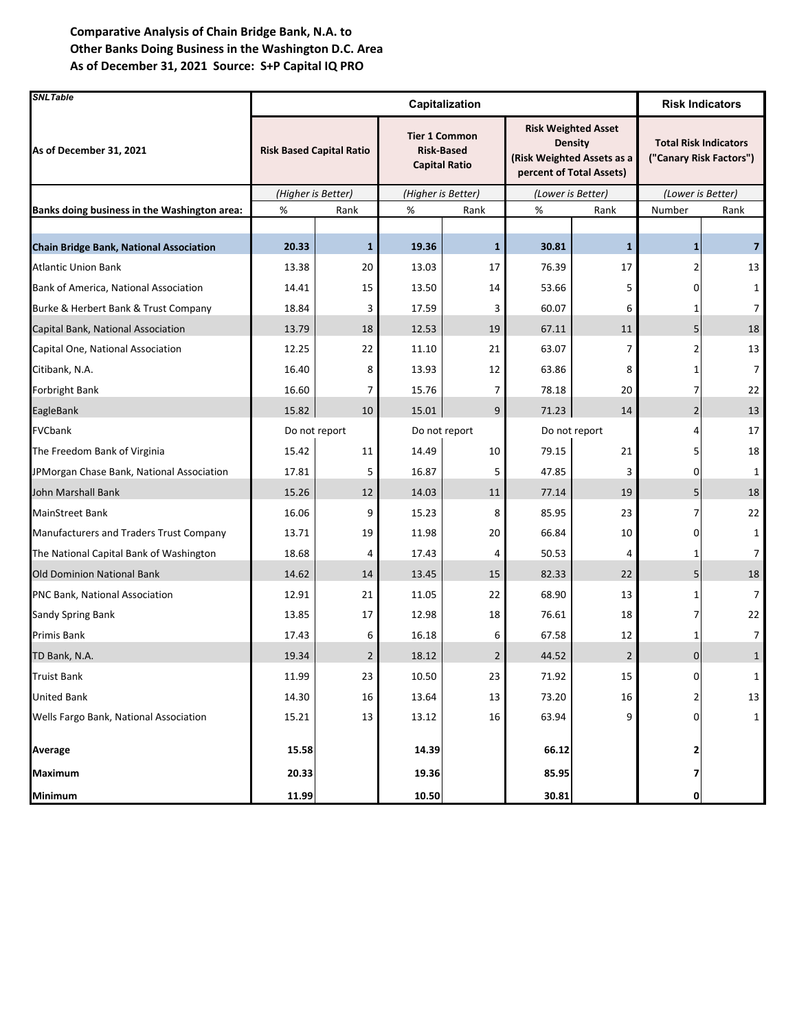**Comparative Analysis of Chain Bridge Bank, N.A. to**
**Other Banks Doing Business in the Washington D.C. Area**
**As of December 31, 2021 Source: S+P Capital IQ PRO**

| SNLTable | Capitalization | | | | | | Risk Indicators | |
|---|---|---|---|---|---|---|---|---|
| **As of December 31, 2021** | **Risk Based Capital Ratio** | | **Tier 1 Common Risk-Based Capital Ratio** | | **Risk Weighted Asset Density (Risk Weighted Assets as a percent of Total Assets)** | | **Total Risk Indicators ("Canary Risk Factors")** | |
| | *(Higher is Better)* | | *(Higher is Better)* | | *(Lower is Better)* | | *(Lower is Better)* | |
| **Banks doing business in the Washington area:** | % | Rank | % | Rank | % | Rank | Number | Rank |
| **Chain Bridge Bank, National Association** | **20.33** | **1** | **19.36** | **1** | **30.81** | **1** | **1** | **7** |
| Atlantic Union Bank | 13.38 | 20 | 13.03 | 17 | 76.39 | 17 | 2 | 13 |
| Bank of America, National Association | 14.41 | 15 | 13.50 | 14 | 53.66 | 5 | 0 | 1 |
| Burke & Herbert Bank & Trust Company | 18.84 | 3 | 17.59 | 3 | 60.07 | 6 | 1 | 7 |
| Capital Bank, National Association | 13.79 | 18 | 12.53 | 19 | 67.11 | 11 | 5 | 18 |
| Capital One, National Association | 12.25 | 22 | 11.10 | 21 | 63.07 | 7 | 2 | 13 |
| Citibank, N.A. | 16.40 | 8 | 13.93 | 12 | 63.86 | 8 | 1 | 7 |
| Forbright Bank | 16.60 | 7 | 15.76 | 7 | 78.18 | 20 | 7 | 22 |
| EagleBank | 15.82 | 10 | 15.01 | 9 | 71.23 | 14 | 2 | 13 |
| FVCbank | Do not report | | Do not report | | Do not report | | 4 | 17 |
| The Freedom Bank of Virginia | 15.42 | 11 | 14.49 | 10 | 79.15 | 21 | 5 | 18 |
| JPMorgan Chase Bank, National Association | 17.81 | 5 | 16.87 | 5 | 47.85 | 3 | 0 | 1 |
| John Marshall Bank | 15.26 | 12 | 14.03 | 11 | 77.14 | 19 | 5 | 18 |
| MainStreet Bank | 16.06 | 9 | 15.23 | 8 | 85.95 | 23 | 7 | 22 |
| Manufacturers and Traders Trust Company | 13.71 | 19 | 11.98 | 20 | 66.84 | 10 | 0 | 1 |
| The National Capital Bank of Washington | 18.68 | 4 | 17.43 | 4 | 50.53 | 4 | 1 | 7 |
| Old Dominion National Bank | 14.62 | 14 | 13.45 | 15 | 82.33 | 22 | 5 | 18 |
| PNC Bank, National Association | 12.91 | 21 | 11.05 | 22 | 68.90 | 13 | 1 | 7 |
| Sandy Spring Bank | 13.85 | 17 | 12.98 | 18 | 76.61 | 18 | 7 | 22 |
| Primis Bank | 17.43 | 6 | 16.18 | 6 | 67.58 | 12 | 1 | 7 |
| TD Bank, N.A. | 19.34 | 2 | 18.12 | 2 | 44.52 | 2 | 0 | 1 |
| Truist Bank | 11.99 | 23 | 10.50 | 23 | 71.92 | 15 | 0 | 1 |
| United Bank | 14.30 | 16 | 13.64 | 13 | 73.20 | 16 | 2 | 13 |
| Wells Fargo Bank, National Association | 15.21 | 13 | 13.12 | 16 | 63.94 | 9 | 0 | 1 |
| **Average** | **15.58** | | **14.39** | | **66.12** | | **2** | |
| **Maximum** | **20.33** | | **19.36** | | **85.95** | | **7** | |
| **Minimum** | **11.99** | | **10.50** | | **30.81** | | **0** | |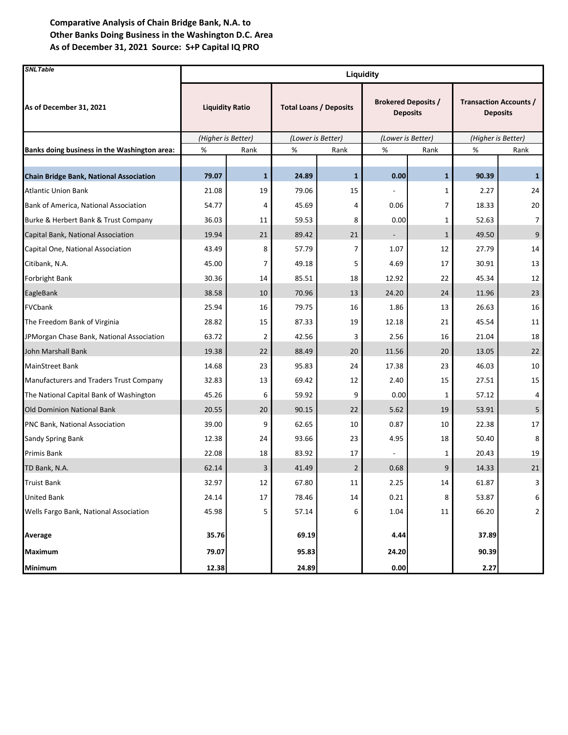**Comparative Analysis of Chain Bridge Bank, N.A. to**
**Other Banks Doing Business in the Washington D.C. Area**
**As of December 31, 2021 Source: S+P Capital IQ PRO**

| *SNLTable* | Liquidity | | | | | | | |
|---|---|---|---|---|---|---|---|---|
| **As of December 31, 2021** | **Liquidity Ratio** | | **Total Loans / Deposits** | | **Brokered Deposits / Deposits** | | **Transaction Accounts / Deposits** | |
| | *(Higher is Better)* | | *(Lower is Better)* | | *(Lower is Better)* | | *(Higher is Better)* | |
| **Banks doing business in the Washington area:** | % | Rank | % | Rank | % | Rank | % | Rank |
| **Chain Bridge Bank, National Association** | **79.07** | **1** | **24.89** | **1** | **0.00** | **1** | **90.39** | **1** |
| Atlantic Union Bank | 21.08 | 19 | 79.06 | 15 | - | 1 | 2.27 | 24 |
| Bank of America, National Association | 54.77 | 4 | 45.69 | 4 | 0.06 | 7 | 18.33 | 20 |
| Burke & Herbert Bank & Trust Company | 36.03 | 11 | 59.53 | 8 | 0.00 | 1 | 52.63 | 7 |
| Capital Bank, National Association | 19.94 | 21 | 89.42 | 21 | - | 1 | 49.50 | 9 |
| Capital One, National Association | 43.49 | 8 | 57.79 | 7 | 1.07 | 12 | 27.79 | 14 |
| Citibank, N.A. | 45.00 | 7 | 49.18 | 5 | 4.69 | 17 | 30.91 | 13 |
| Forbright Bank | 30.36 | 14 | 85.51 | 18 | 12.92 | 22 | 45.34 | 12 |
| EagleBank | 38.58 | 10 | 70.96 | 13 | 24.20 | 24 | 11.96 | 23 |
| FVCbank | 25.94 | 16 | 79.75 | 16 | 1.86 | 13 | 26.63 | 16 |
| The Freedom Bank of Virginia | 28.82 | 15 | 87.33 | 19 | 12.18 | 21 | 45.54 | 11 |
| JPMorgan Chase Bank, National Association | 63.72 | 2 | 42.56 | 3 | 2.56 | 16 | 21.04 | 18 |
| John Marshall Bank | 19.38 | 22 | 88.49 | 20 | 11.56 | 20 | 13.05 | 22 |
| MainStreet Bank | 14.68 | 23 | 95.83 | 24 | 17.38 | 23 | 46.03 | 10 |
| Manufacturers and Traders Trust Company | 32.83 | 13 | 69.42 | 12 | 2.40 | 15 | 27.51 | 15 |
| The National Capital Bank of Washington | 45.26 | 6 | 59.92 | 9 | 0.00 | 1 | 57.12 | 4 |
| Old Dominion National Bank | 20.55 | 20 | 90.15 | 22 | 5.62 | 19 | 53.91 | 5 |
| PNC Bank, National Association | 39.00 | 9 | 62.65 | 10 | 0.87 | 10 | 22.38 | 17 |
| Sandy Spring Bank | 12.38 | 24 | 93.66 | 23 | 4.95 | 18 | 50.40 | 8 |
| Primis Bank | 22.08 | 18 | 83.92 | 17 | - | 1 | 20.43 | 19 |
| TD Bank, N.A. | 62.14 | 3 | 41.49 | 2 | 0.68 | 9 | 14.33 | 21 |
| Truist Bank | 32.97 | 12 | 67.80 | 11 | 2.25 | 14 | 61.87 | 3 |
| United Bank | 24.14 | 17 | 78.46 | 14 | 0.21 | 8 | 53.87 | 6 |
| Wells Fargo Bank, National Association | 45.98 | 5 | 57.14 | 6 | 1.04 | 11 | 66.20 | 2 |
| **Average** | **35.76** | | **69.19** | | **4.44** | | **37.89** | |
| **Maximum** | **79.07** | | **95.83** | | **24.20** | | **90.39** | |
| **Minimum** | **12.38** | | **24.89** | | **0.00** | | **2.27** | |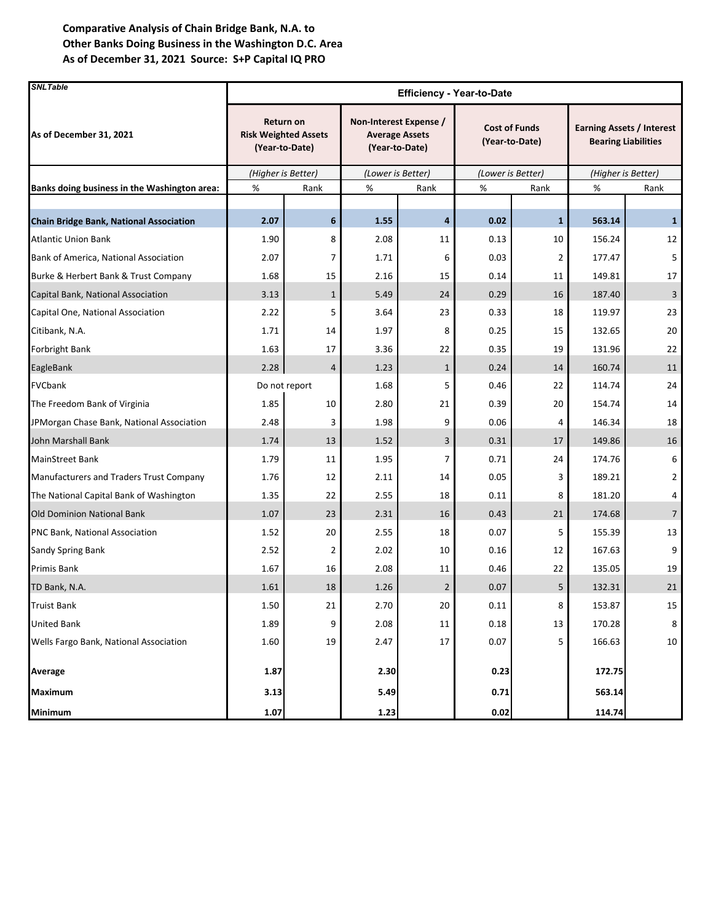**Comparative Analysis of Chain Bridge Bank, N.A. to**
**Other Banks Doing Business in the Washington D.C. Area**
**As of December 31, 2021 Source: S+P Capital IQ PRO**

| *SNLTable* | Efficiency - Year-to-Date | | | | | | | |
|---|---|---|---|---|---|---|---|---|
| **As of December 31, 2021** | **Return on Risk Weighted Assets (Year-to-Date)** | | **Non-Interest Expense / Average Assets (Year-to-Date)** | | **Cost of Funds (Year-to-Date)** | | **Earning Assets / Interest Bearing Liabilities** | |
| | *(Higher is Better)* | | *(Lower is Better)* | | *(Lower is Better)* | | *(Higher is Better)* | |
| **Banks doing business in the Washington area:** | % | Rank | % | Rank | % | Rank | % | Rank |
| **Chain Bridge Bank, National Association** | **2.07** | **6** | **1.55** | **4** | **0.02** | **1** | **563.14** | **1** |
| Atlantic Union Bank | 1.90 | 8 | 2.08 | 11 | 0.13 | 10 | 156.24 | 12 |
| Bank of America, National Association | 2.07 | 7 | 1.71 | 6 | 0.03 | 2 | 177.47 | 5 |
| Burke & Herbert Bank & Trust Company | 1.68 | 15 | 2.16 | 15 | 0.14 | 11 | 149.81 | 17 |
| Capital Bank, National Association | 3.13 | 1 | 5.49 | 24 | 0.29 | 16 | 187.40 | 3 |
| Capital One, National Association | 2.22 | 5 | 3.64 | 23 | 0.33 | 18 | 119.97 | 23 |
| Citibank, N.A. | 1.71 | 14 | 1.97 | 8 | 0.25 | 15 | 132.65 | 20 |
| Forbright Bank | 1.63 | 17 | 3.36 | 22 | 0.35 | 19 | 131.96 | 22 |
| EagleBank | 2.28 | 4 | 1.23 | 1 | 0.24 | 14 | 160.74 | 11 |
| FVCbank | Do not report | | 1.68 | 5 | 0.46 | 22 | 114.74 | 24 |
| The Freedom Bank of Virginia | 1.85 | 10 | 2.80 | 21 | 0.39 | 20 | 154.74 | 14 |
| JPMorgan Chase Bank, National Association | 2.48 | 3 | 1.98 | 9 | 0.06 | 4 | 146.34 | 18 |
| John Marshall Bank | 1.74 | 13 | 1.52 | 3 | 0.31 | 17 | 149.86 | 16 |
| MainStreet Bank | 1.79 | 11 | 1.95 | 7 | 0.71 | 24 | 174.76 | 6 |
| Manufacturers and Traders Trust Company | 1.76 | 12 | 2.11 | 14 | 0.05 | 3 | 189.21 | 2 |
| The National Capital Bank of Washington | 1.35 | 22 | 2.55 | 18 | 0.11 | 8 | 181.20 | 4 |
| Old Dominion National Bank | 1.07 | 23 | 2.31 | 16 | 0.43 | 21 | 174.68 | 7 |
| PNC Bank, National Association | 1.52 | 20 | 2.55 | 18 | 0.07 | 5 | 155.39 | 13 |
| Sandy Spring Bank | 2.52 | 2 | 2.02 | 10 | 0.16 | 12 | 167.63 | 9 |
| Primis Bank | 1.67 | 16 | 2.08 | 11 | 0.46 | 22 | 135.05 | 19 |
| TD Bank, N.A. | 1.61 | 18 | 1.26 | 2 | 0.07 | 5 | 132.31 | 21 |
| Truist Bank | 1.50 | 21 | 2.70 | 20 | 0.11 | 8 | 153.87 | 15 |
| United Bank | 1.89 | 9 | 2.08 | 11 | 0.18 | 13 | 170.28 | 8 |
| Wells Fargo Bank, National Association | 1.60 | 19 | 2.47 | 17 | 0.07 | 5 | 166.63 | 10 |
| **Average** | **1.87** | | **2.30** | | **0.23** | | **172.75** | |
| **Maximum** | **3.13** | | **5.49** | | **0.71** | | **563.14** | |
| **Minimum** | **1.07** | | **1.23** | | **0.02** | | **114.74** | |